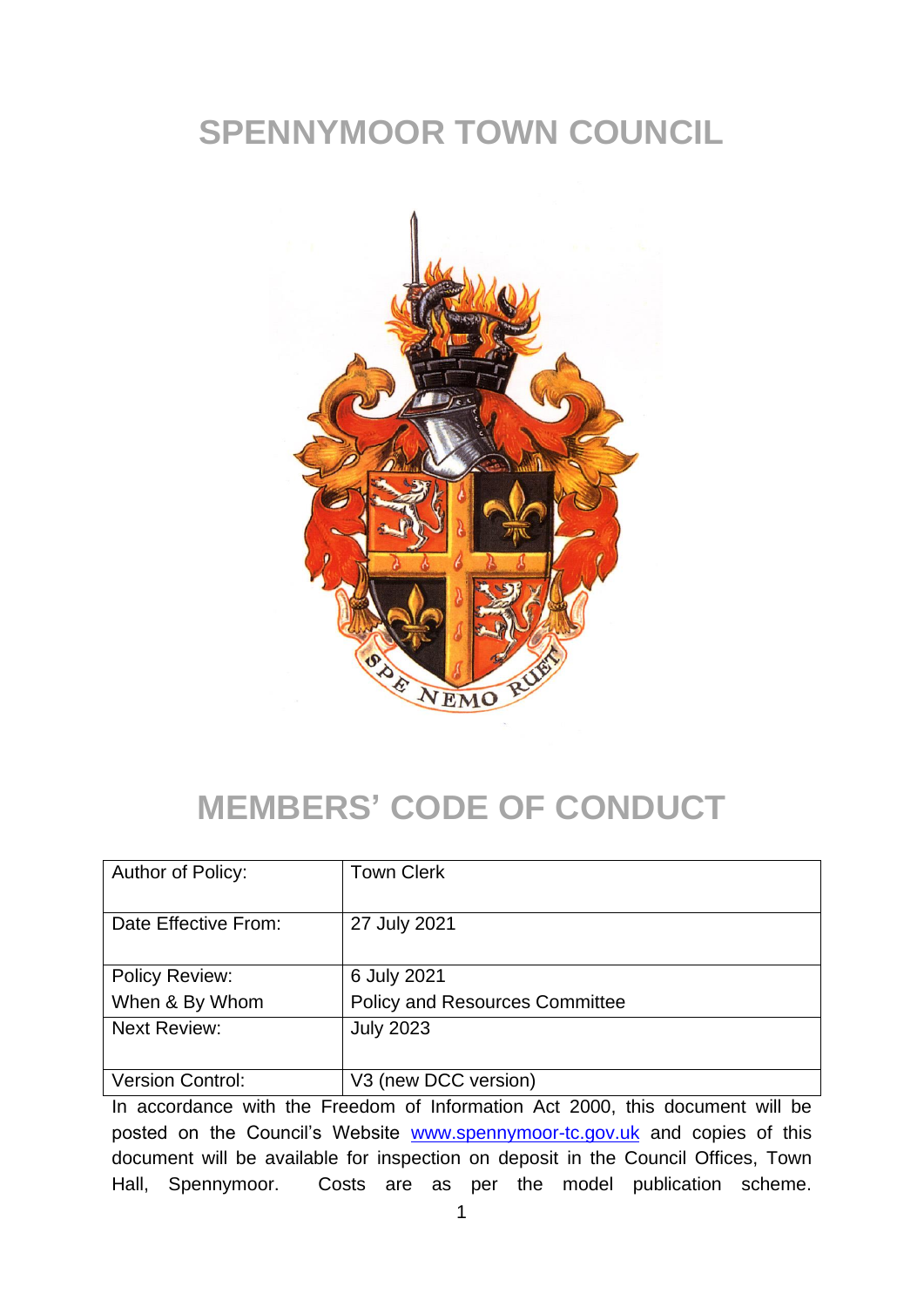# SPENNYMOOR TOWN COUNCIL

# MEMBERS' CODE OF CONDUCT

| Author of Policy: | Town Clerk |
|---|---|
| Date Effective From: | 27 July 2021 |
| Policy Review: When & By Whom | 6 July 2021 Policy and Resources Committee |
| Next Review: | July 2023 |
| Version Control: | V3 (new DCC version) |

In accordance with the Freedom of Information Act 2000, this document will be posted on the Council's Website www.spennymoor-tc.gov.uk and copies of this document will be available for inspection on deposit in the Council Offices, Town Hall, Spennymoor. Costs are as per the model publication scheme.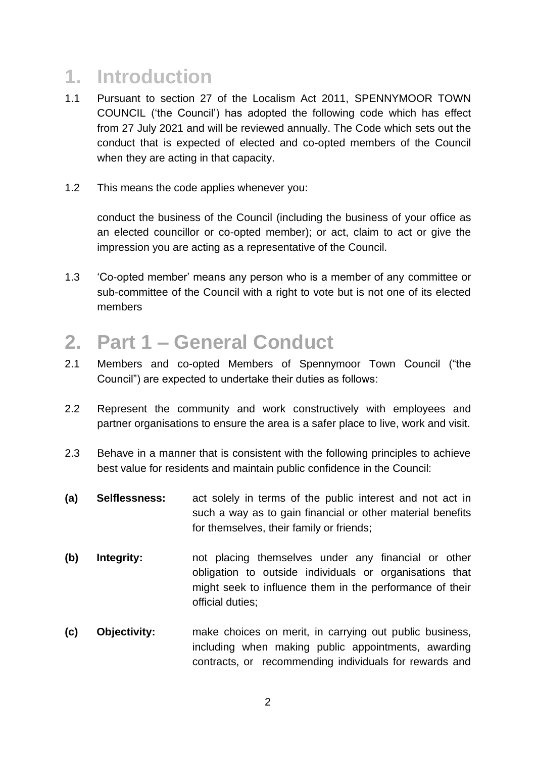# 1. Introduction

1.1 Pursuant to section 27 of the Localism Act 2011, SPENNYMOOR TOWN COUNCIL ('the Council') has adopted the following code which has effect from 27 July 2021 and will be reviewed annually. The Code which sets out the conduct that is expected of elected and co-opted members of the Council when they are acting in that capacity.

1.2 This means the code applies whenever you:

conduct the business of the Council (including the business of your office as an elected councillor or co-opted member); or act, claim to act or give the impression you are acting as a representative of the Council.

1.3 'Co-opted member' means any person who is a member of any committee or sub-committee of the Council with a right to vote but is not one of its elected members

# 2. Part 1 – General Conduct

2.1 Members and co-opted Members of Spennymoor Town Council ("the Council") are expected to undertake their duties as follows:

2.2 Represent the community and work constructively with employees and partner organisations to ensure the area is a safer place to live, work and visit.

2.3 Behave in a manner that is consistent with the following principles to achieve best value for residents and maintain public confidence in the Council:

**(a) Selflessness:** act solely in terms of the public interest and not act in such a way as to gain financial or other material benefits for themselves, their family or friends;

**(b) Integrity:** not placing themselves under any financial or other obligation to outside individuals or organisations that might seek to influence them in the performance of their official duties;

**(c) Objectivity:** make choices on merit, in carrying out public business, including when making public appointments, awarding contracts, or recommending individuals for rewards and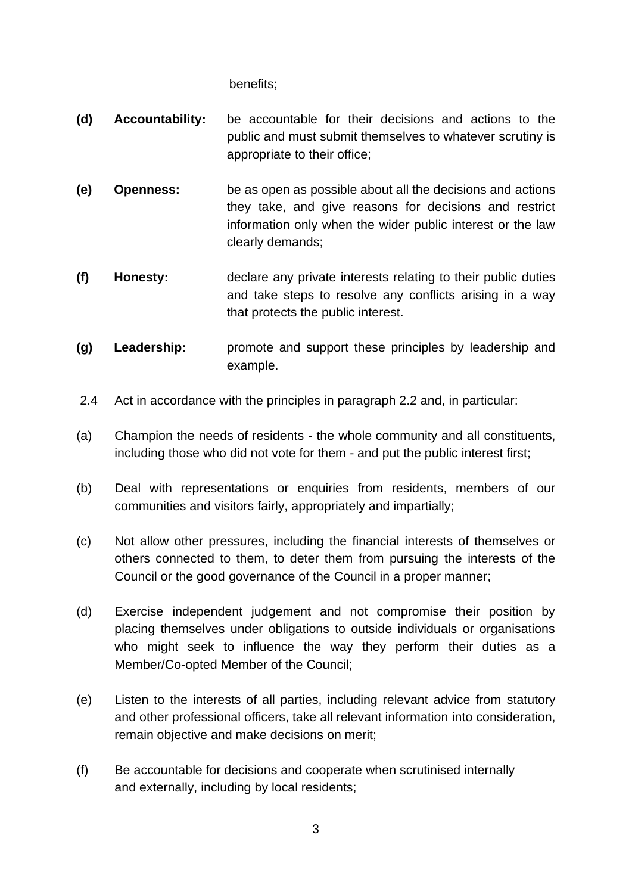benefits;

**(d)** **Accountability:** be accountable for their decisions and actions to the public and must submit themselves to whatever scrutiny is appropriate to their office;

**(e)** **Openness:** be as open as possible about all the decisions and actions they take, and give reasons for decisions and restrict information only when the wider public interest or the law clearly demands;

**(f)** **Honesty:** declare any private interests relating to their public duties and take steps to resolve any conflicts arising in a way that protects the public interest.

**(g)** **Leadership:** promote and support these principles by leadership and example.

2.4 Act in accordance with the principles in paragraph 2.2 and, in particular:

(a) Champion the needs of residents - the whole community and all constituents, including those who did not vote for them - and put the public interest first;

(b) Deal with representations or enquiries from residents, members of our communities and visitors fairly, appropriately and impartially;

(c) Not allow other pressures, including the financial interests of themselves or others connected to them, to deter them from pursuing the interests of the Council or the good governance of the Council in a proper manner;

(d) Exercise independent judgement and not compromise their position by placing themselves under obligations to outside individuals or organisations who might seek to influence the way they perform their duties as a Member/Co-opted Member of the Council;

(e) Listen to the interests of all parties, including relevant advice from statutory and other professional officers, take all relevant information into consideration, remain objective and make decisions on merit;

(f) Be accountable for decisions and cooperate when scrutinised internally and externally, including by local residents;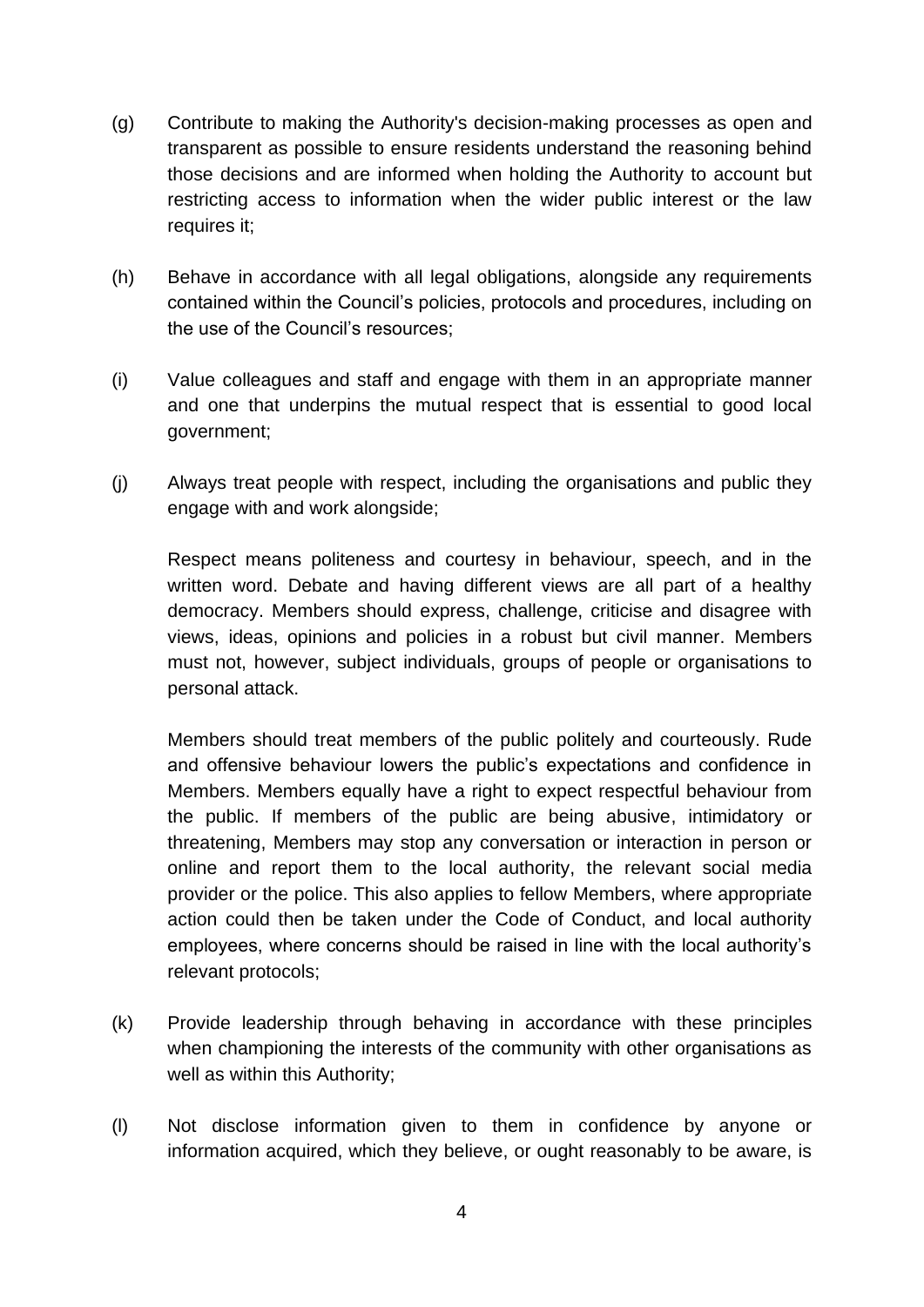(g) Contribute to making the Authority's decision-making processes as open and transparent as possible to ensure residents understand the reasoning behind those decisions and are informed when holding the Authority to account but restricting access to information when the wider public interest or the law requires it;

(h) Behave in accordance with all legal obligations, alongside any requirements contained within the Council's policies, protocols and procedures, including on the use of the Council's resources;

(i) Value colleagues and staff and engage with them in an appropriate manner and one that underpins the mutual respect that is essential to good local government;

(j) Always treat people with respect, including the organisations and public they engage with and work alongside;

   Respect means politeness and courtesy in behaviour, speech, and in the written word. Debate and having different views are all part of a healthy democracy. Members should express, challenge, criticise and disagree with views, ideas, opinions and policies in a robust but civil manner. Members must not, however, subject individuals, groups of people or organisations to personal attack.

   Members should treat members of the public politely and courteously. Rude and offensive behaviour lowers the public's expectations and confidence in Members. Members equally have a right to expect respectful behaviour from the public. If members of the public are being abusive, intimidatory or threatening, Members may stop any conversation or interaction in person or online and report them to the local authority, the relevant social media provider or the police. This also applies to fellow Members, where appropriate action could then be taken under the Code of Conduct, and local authority employees, where concerns should be raised in line with the local authority's relevant protocols;

(k) Provide leadership through behaving in accordance with these principles when championing the interests of the community with other organisations as well as within this Authority;

(l) Not disclose information given to them in confidence by anyone or information acquired, which they believe, or ought reasonably to be aware, is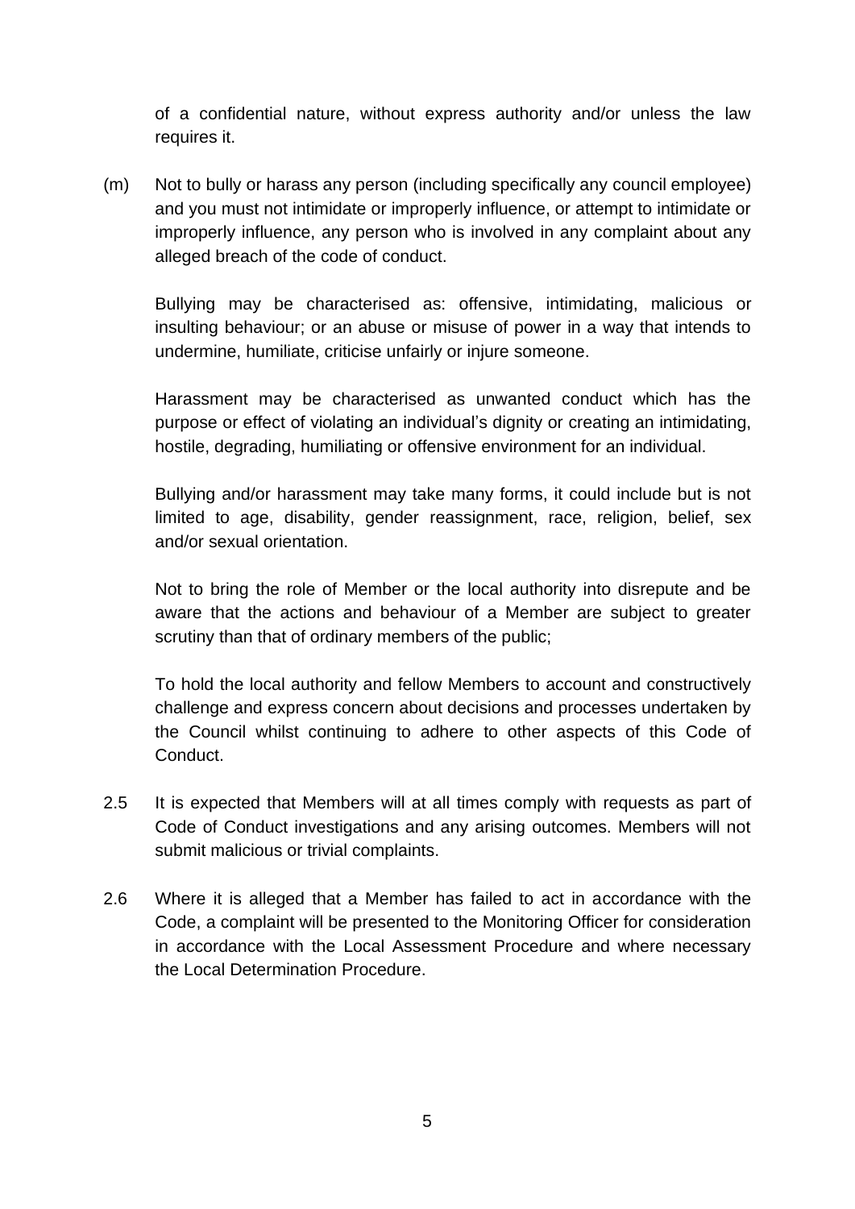of a confidential nature, without express authority and/or unless the law requires it.

(m) Not to bully or harass any person (including specifically any council employee) and you must not intimidate or improperly influence, or attempt to intimidate or improperly influence, any person who is involved in any complaint about any alleged breach of the code of conduct.

Bullying may be characterised as: offensive, intimidating, malicious or insulting behaviour; or an abuse or misuse of power in a way that intends to undermine, humiliate, criticise unfairly or injure someone.

Harassment may be characterised as unwanted conduct which has the purpose or effect of violating an individual's dignity or creating an intimidating, hostile, degrading, humiliating or offensive environment for an individual.

Bullying and/or harassment may take many forms, it could include but is not limited to age, disability, gender reassignment, race, religion, belief, sex and/or sexual orientation.

Not to bring the role of Member or the local authority into disrepute and be aware that the actions and behaviour of a Member are subject to greater scrutiny than that of ordinary members of the public;

To hold the local authority and fellow Members to account and constructively challenge and express concern about decisions and processes undertaken by the Council whilst continuing to adhere to other aspects of this Code of Conduct.

2.5 It is expected that Members will at all times comply with requests as part of Code of Conduct investigations and any arising outcomes. Members will not submit malicious or trivial complaints.

2.6 Where it is alleged that a Member has failed to act in accordance with the Code, a complaint will be presented to the Monitoring Officer for consideration in accordance with the Local Assessment Procedure and where necessary the Local Determination Procedure.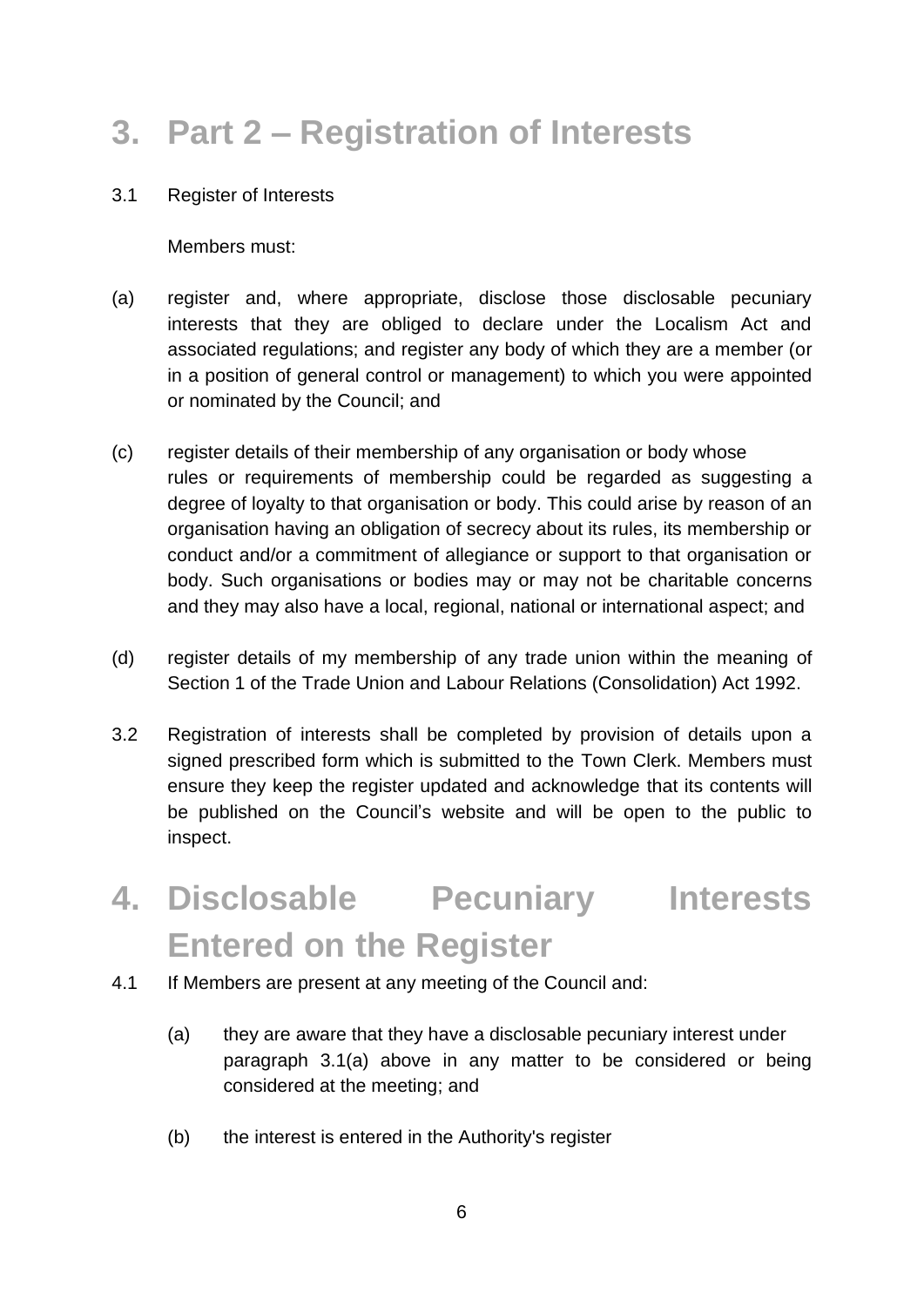# 3. Part 2 – Registration of Interests

3.1 Register of Interests

Members must:

(a) register and, where appropriate, disclose those disclosable pecuniary interests that they are obliged to declare under the Localism Act and associated regulations; and register any body of which they are a member (or in a position of general control or management) to which you were appointed or nominated by the Council; and

(c) register details of their membership of any organisation or body whose rules or requirements of membership could be regarded as suggesting a degree of loyalty to that organisation or body. This could arise by reason of an organisation having an obligation of secrecy about its rules, its membership or conduct and/or a commitment of allegiance or support to that organisation or body. Such organisations or bodies may or may not be charitable concerns and they may also have a local, regional, national or international aspect; and

(d) register details of my membership of any trade union within the meaning of Section 1 of the Trade Union and Labour Relations (Consolidation) Act 1992.

3.2 Registration of interests shall be completed by provision of details upon a signed prescribed form which is submitted to the Town Clerk. Members must ensure they keep the register updated and acknowledge that its contents will be published on the Council's website and will be open to the public to inspect.

# 4. Disclosable Pecuniary Interests Entered on the Register

4.1 If Members are present at any meeting of the Council and:

(a) they are aware that they have a disclosable pecuniary interest under paragraph 3.1(a) above in any matter to be considered or being considered at the meeting; and

(b) the interest is entered in the Authority's register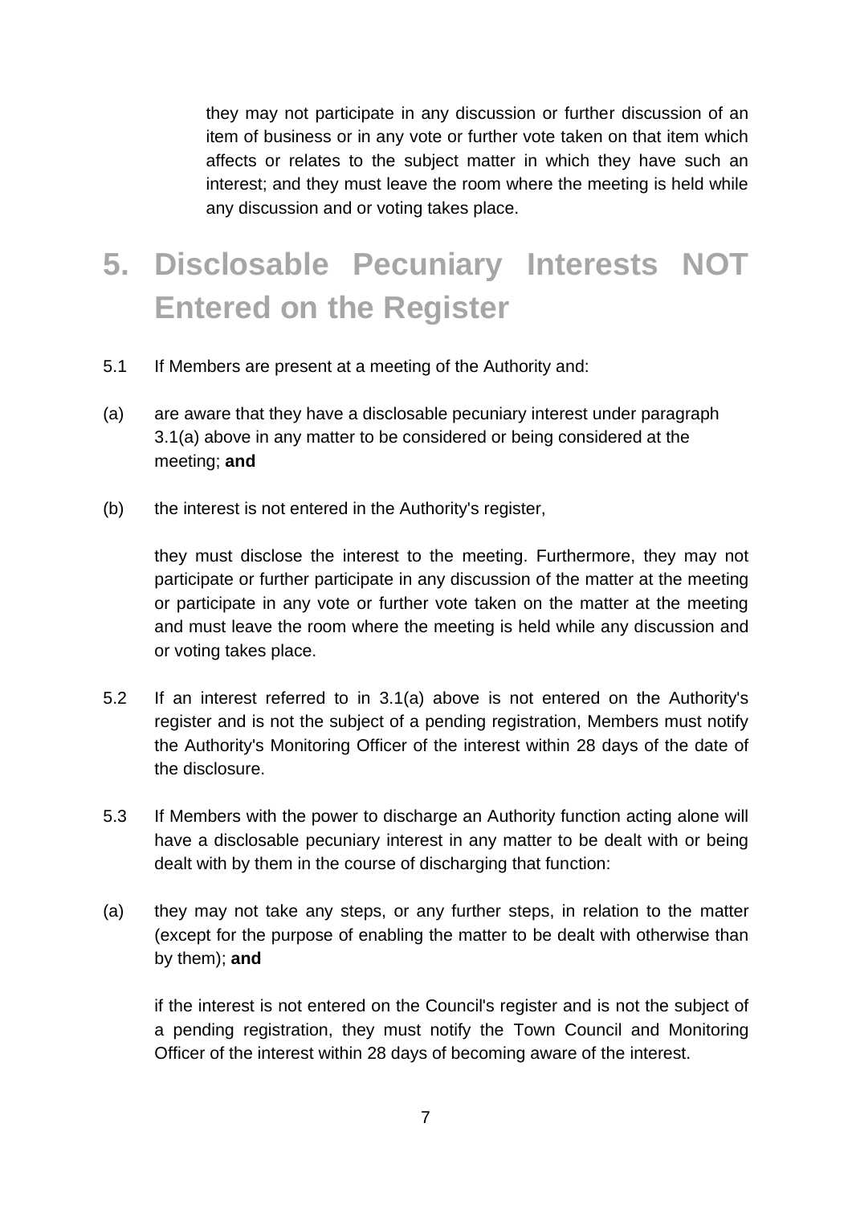they may not participate in any discussion or further discussion of an item of business or in any vote or further vote taken on that item which affects or relates to the subject matter in which they have such an interest; and they must leave the room where the meeting is held while any discussion and or voting takes place.

# 5. Disclosable Pecuniary Interests NOT Entered on the Register

5.1 If Members are present at a meeting of the Authority and:

(a) are aware that they have a disclosable pecuniary interest under paragraph 3.1(a) above in any matter to be considered or being considered at the meeting; **and**

(b) the interest is not entered in the Authority's register,

they must disclose the interest to the meeting. Furthermore, they may not participate or further participate in any discussion of the matter at the meeting or participate in any vote or further vote taken on the matter at the meeting and must leave the room where the meeting is held while any discussion and or voting takes place.

5.2 If an interest referred to in 3.1(a) above is not entered on the Authority's register and is not the subject of a pending registration, Members must notify the Authority's Monitoring Officer of the interest within 28 days of the date of the disclosure.

5.3 If Members with the power to discharge an Authority function acting alone will have a disclosable pecuniary interest in any matter to be dealt with or being dealt with by them in the course of discharging that function:

(a) they may not take any steps, or any further steps, in relation to the matter (except for the purpose of enabling the matter to be dealt with otherwise than by them); **and**

if the interest is not entered on the Council's register and is not the subject of a pending registration, they must notify the Town Council and Monitoring Officer of the interest within 28 days of becoming aware of the interest.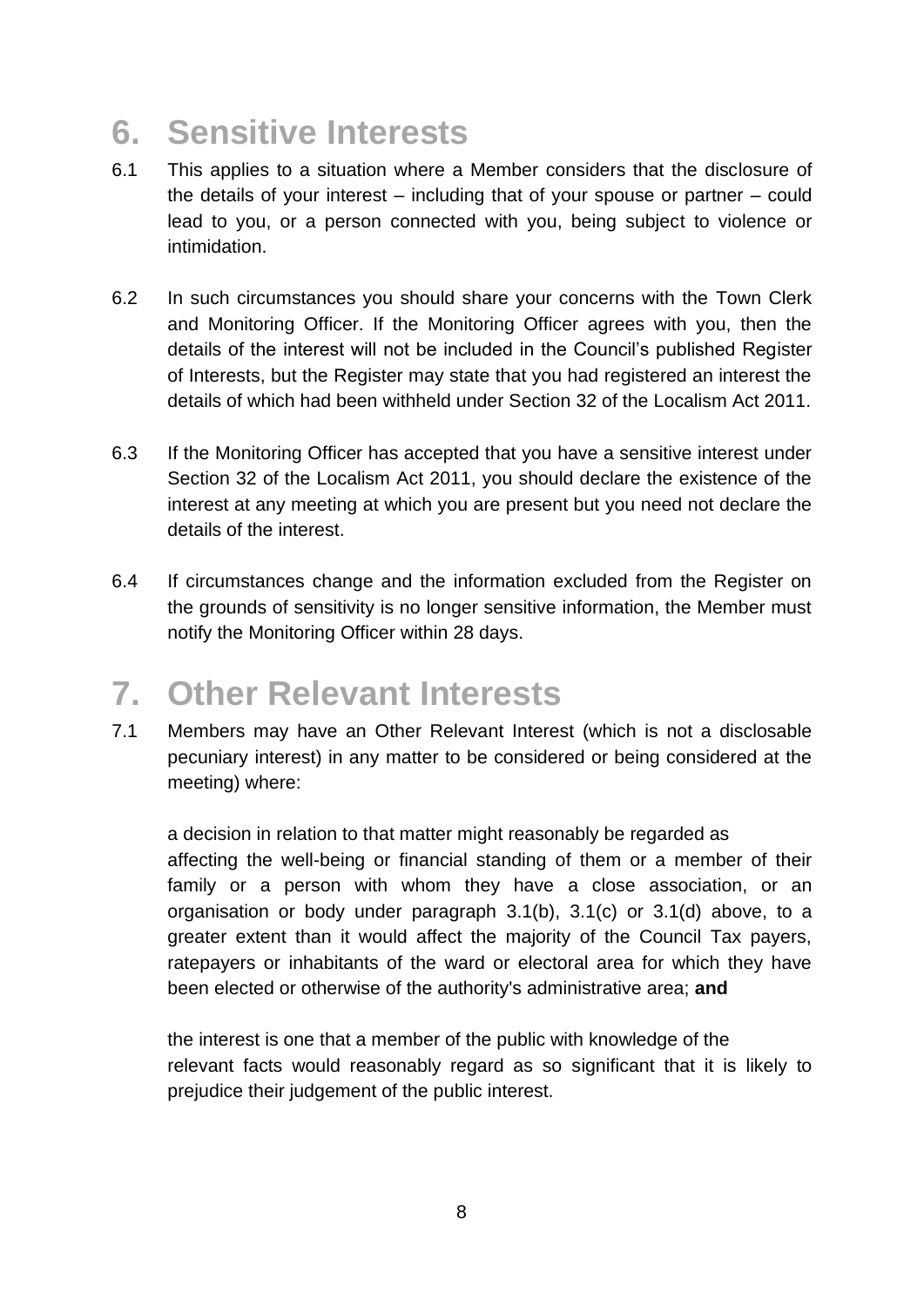# 6. Sensitive Interests

6.1 This applies to a situation where a Member considers that the disclosure of the details of your interest – including that of your spouse or partner – could lead to you, or a person connected with you, being subject to violence or intimidation.

6.2 In such circumstances you should share your concerns with the Town Clerk and Monitoring Officer. If the Monitoring Officer agrees with you, then the details of the interest will not be included in the Council's published Register of Interests, but the Register may state that you had registered an interest the details of which had been withheld under Section 32 of the Localism Act 2011.

6.3 If the Monitoring Officer has accepted that you have a sensitive interest under Section 32 of the Localism Act 2011, you should declare the existence of the interest at any meeting at which you are present but you need not declare the details of the interest.

6.4 If circumstances change and the information excluded from the Register on the grounds of sensitivity is no longer sensitive information, the Member must notify the Monitoring Officer within 28 days.

# 7. Other Relevant Interests

7.1 Members may have an Other Relevant Interest (which is not a disclosable pecuniary interest) in any matter to be considered or being considered at the meeting) where:

a decision in relation to that matter might reasonably be regarded as affecting the well-being or financial standing of them or a member of their family or a person with whom they have a close association, or an organisation or body under paragraph 3.1(b), 3.1(c) or 3.1(d) above, to a greater extent than it would affect the majority of the Council Tax payers, ratepayers or inhabitants of the ward or electoral area for which they have been elected or otherwise of the authority's administrative area; **and**

the interest is one that a member of the public with knowledge of the relevant facts would reasonably regard as so significant that it is likely to prejudice their judgement of the public interest.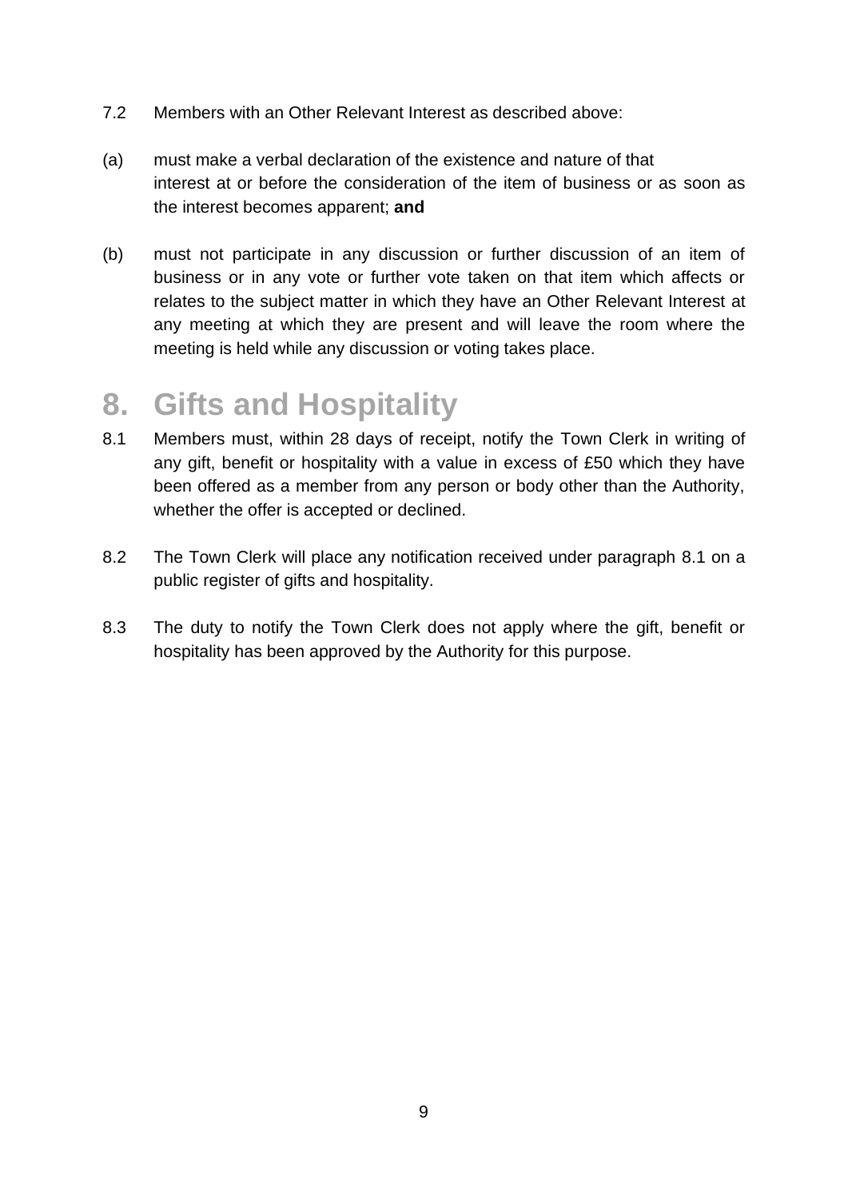7.2 Members with an Other Relevant Interest as described above:

(a) must make a verbal declaration of the existence and nature of that interest at or before the consideration of the item of business or as soon as the interest becomes apparent; **and**

(b) must not participate in any discussion or further discussion of an item of business or in any vote or further vote taken on that item which affects or relates to the subject matter in which they have an Other Relevant Interest at any meeting at which they are present and will leave the room where the meeting is held while any discussion or voting takes place.

# 8. Gifts and Hospitality

8.1 Members must, within 28 days of receipt, notify the Town Clerk in writing of any gift, benefit or hospitality with a value in excess of £50 which they have been offered as a member from any person or body other than the Authority, whether the offer is accepted or declined.

8.2 The Town Clerk will place any notification received under paragraph 8.1 on a public register of gifts and hospitality.

8.3 The duty to notify the Town Clerk does not apply where the gift, benefit or hospitality has been approved by the Authority for this purpose.